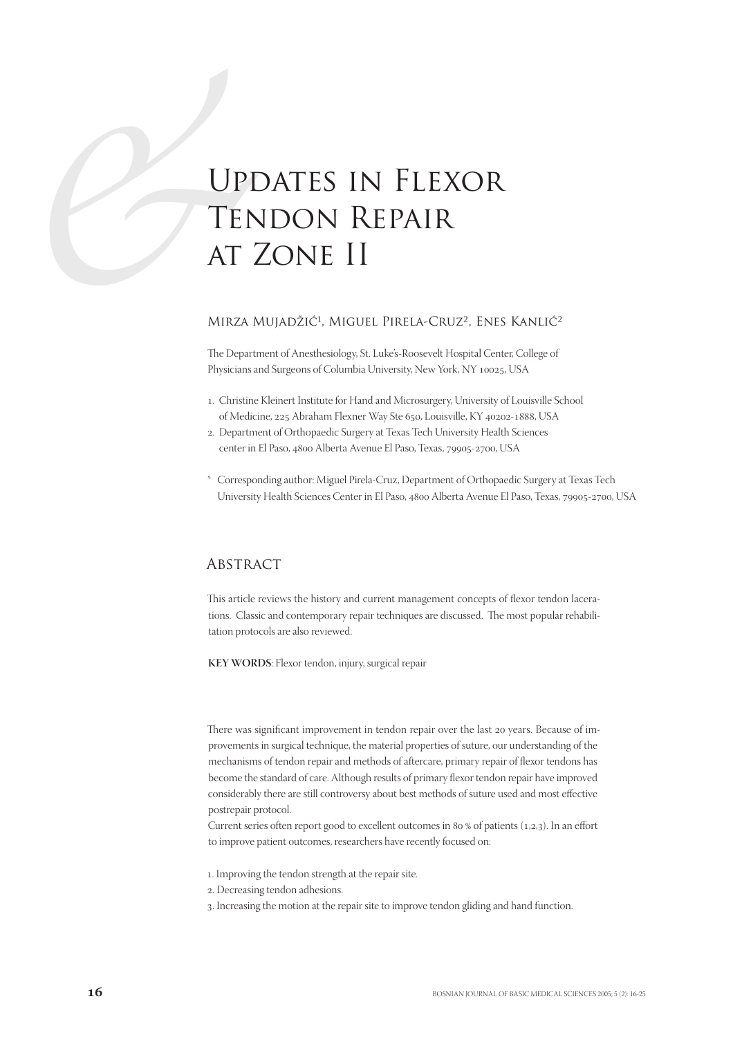# Updates in Flexor Tendon Repair at Zone II

Mirza Mujadžić[1], Miguel Pirela-Cruz[2], Enes Kanlić[2]

The Department of Anesthesiology, St. Luke's-Roosevelt Hospital Center, College of Physicians and Surgeons of Columbia University, New York, NY 10025, USA

1. Christine Kleinert Institute for Hand and Microsurgery, University of Louisville School of Medicine, 225 Abraham Flexner Way Ste 650, Louisville, KY 40202-1888, USA
2. Department of Orthopaedic Surgery at Texas Tech University Health Sciences center in El Paso, 4800 Alberta Avenue El Paso, Texas, 79905-2700, USA

\* Corresponding author: Miguel Pirela-Cruz, Department of Orthopaedic Surgery at Texas Tech University Health Sciences Center in El Paso, 4800 Alberta Avenue El Paso, Texas, 79905-2700, USA

## Abstract

This article reviews the history and current management concepts of flexor tendon lacerations. Classic and contemporary repair techniques are discussed. The most popular rehabilitation protocols are also reviewed.

**KEY WORDS**: Flexor tendon, injury, surgical repair

There was significant improvement in tendon repair over the last 20 years. Because of improvements in surgical technique, the material properties of suture, our understanding of the mechanisms of tendon repair and methods of aftercare, primary repair of flexor tendons has become the standard of care. Although results of primary flexor tendon repair have improved considerably there are still controversy about best methods of suture used and most effective postrepair protocol.

Current series often report good to excellent outcomes in 80 % of patients (1,2,3). In an effort to improve patient outcomes, researchers have recently focused on:

1. Improving the tendon strength at the repair site.
2. Decreasing tendon adhesions.
3. Increasing the motion at the repair site to improve tendon gliding and hand function.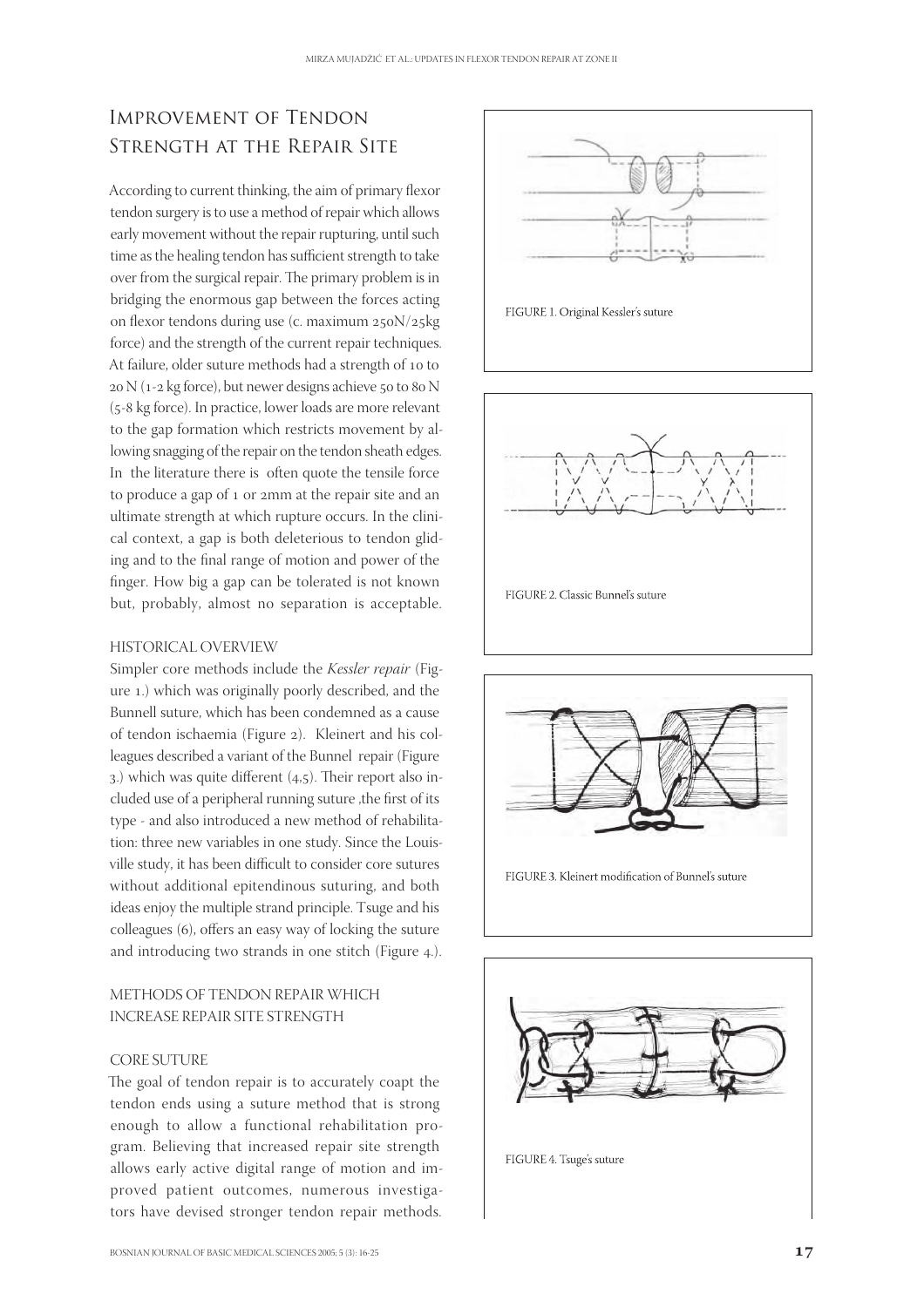## Improvement of Tendon Strength at the Repair Site

According to current thinking, the aim of primary flexor tendon surgery is to use a method of repair which allows early movement without the repair rupturing, until such time as the healing tendon has sufficient strength to take over from the surgical repair. The primary problem is in bridging the enormous gap between the forces acting on flexor tendons during use (c. maximum 250N/25kg force) and the strength of the current repair techniques. At failure, older suture methods had a strength of 10 to 20 N (1-2 kg force), but newer designs achieve 50 to 80 N (5-8 kg force). In practice, lower loads are more relevant to the gap formation which restricts movement by allowing snagging of the repair on the tendon sheath edges. In the literature there is often quote the tensile force to produce a gap of 1 or 2mm at the repair site and an ultimate strength at which rupture occurs. In the clinical context, a gap is both deleterious to tendon gliding and to the final range of motion and power of the finger. How big a gap can be tolerated is not known but, probably, almost no separation is acceptable.

### HISTORICAL OVERVIEW

Simpler core methods include the *Kessler repair* (Figure 1.) which was originally poorly described, and the Bunnell suture, which has been condemned as a cause of tendon ischaemia (Figure 2). Kleinert and his colleagues described a variant of the Bunnel repair (Figure 3.) which was quite different (4,5). Their report also included use of a peripheral running suture ,the first of its type - and also introduced a new method of rehabilitation: three new variables in one study. Since the Louisville study, it has been difficult to consider core sutures without additional epitendinous suturing, and both ideas enjoy the multiple strand principle. Tsuge and his colleagues (6), offers an easy way of locking the suture and introducing two strands in one stitch (Figure 4.).

FIGURE 1. Original Kessler's suture

FIGURE 2. Classic Bunnel's suture

FIGURE 3. Kleinert modification of Bunnel's suture

FIGURE 4. Tsuge's suture

### METHODS OF TENDON REPAIR WHICH INCREASE REPAIR SITE STRENGTH

#### CORE SUTURE

The goal of tendon repair is to accurately coapt the tendon ends using a suture method that is strong enough to allow a functional rehabilitation program. Believing that increased repair site strength allows early active digital range of motion and improved patient outcomes, numerous investigators have devised stronger tendon repair methods.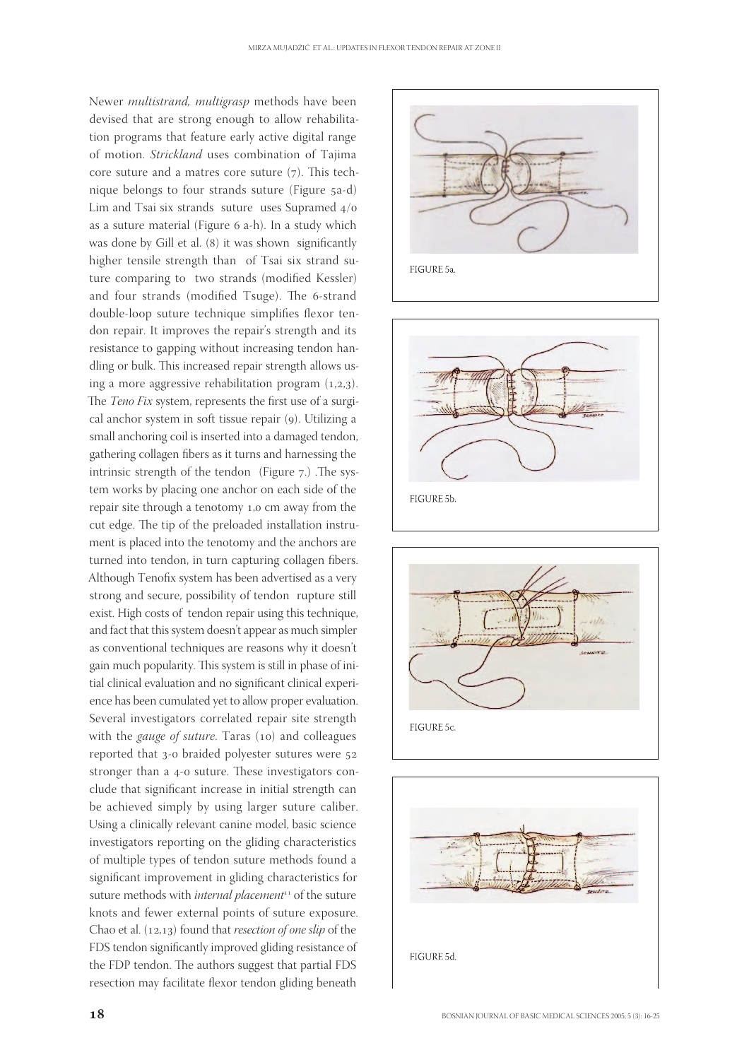Newer *multistrand, multigrasp* methods have been devised that are strong enough to allow rehabilitation programs that feature early active digital range of motion. *Strickland* uses combination of Tajima core suture and a matres core suture (7). This technique belongs to four strands suture (Figure 5a-d) Lim and Tsai six strands suture uses Supramed 4/0 as a suture material (Figure 6 a-h). In a study which was done by Gill et al. (8) it was shown significantly higher tensile strength than of Tsai six strand suture comparing to two strands (modified Kessler) and four strands (modified Tsuge). The 6-strand double-loop suture technique simplifies flexor tendon repair. It improves the repair's strength and its resistance to gapping without increasing tendon handling or bulk. This increased repair strength allows using a more aggressive rehabilitation program (1,2,3). The *Teno Fix* system, represents the first use of a surgical anchor system in soft tissue repair (9). Utilizing a small anchoring coil is inserted into a damaged tendon, gathering collagen fibers as it turns and harnessing the intrinsic strength of the tendon (Figure 7.) .The system works by placing one anchor on each side of the repair site through a tenotomy 1,0 cm away from the cut edge. The tip of the preloaded installation instrument is placed into the tenotomy and the anchors are turned into tendon, in turn capturing collagen fibers. Although Tenofix system has been advertised as a very strong and secure, possibility of tendon rupture still exist. High costs of tendon repair using this technique, and fact that this system doesn't appear as much simpler as conventional techniques are reasons why it doesn't gain much popularity. This system is still in phase of initial clinical evaluation and no significant clinical experience has been cumulated yet to allow proper evaluation. Several investigators correlated repair site strength with the *gauge of suture*. Taras (10) and colleagues reported that 3-0 braided polyester sutures were 52 stronger than a 4-0 suture. These investigators conclude that significant increase in initial strength can be achieved simply by using larger suture caliber. Using a clinically relevant canine model, basic science investigators reporting on the gliding characteristics of multiple types of tendon suture methods found a significant improvement in gliding characteristics for suture methods with *internal placement*[11] of the suture knots and fewer external points of suture exposure. Chao et al. (12,13) found that *resection of one slip* of the FDS tendon significantly improved gliding resistance of the FDP tendon. The authors suggest that partial FDS resection may facilitate flexor tendon gliding beneath

FIGURE 5a.

FIGURE 5b.

FIGURE 5c.

FIGURE 5d.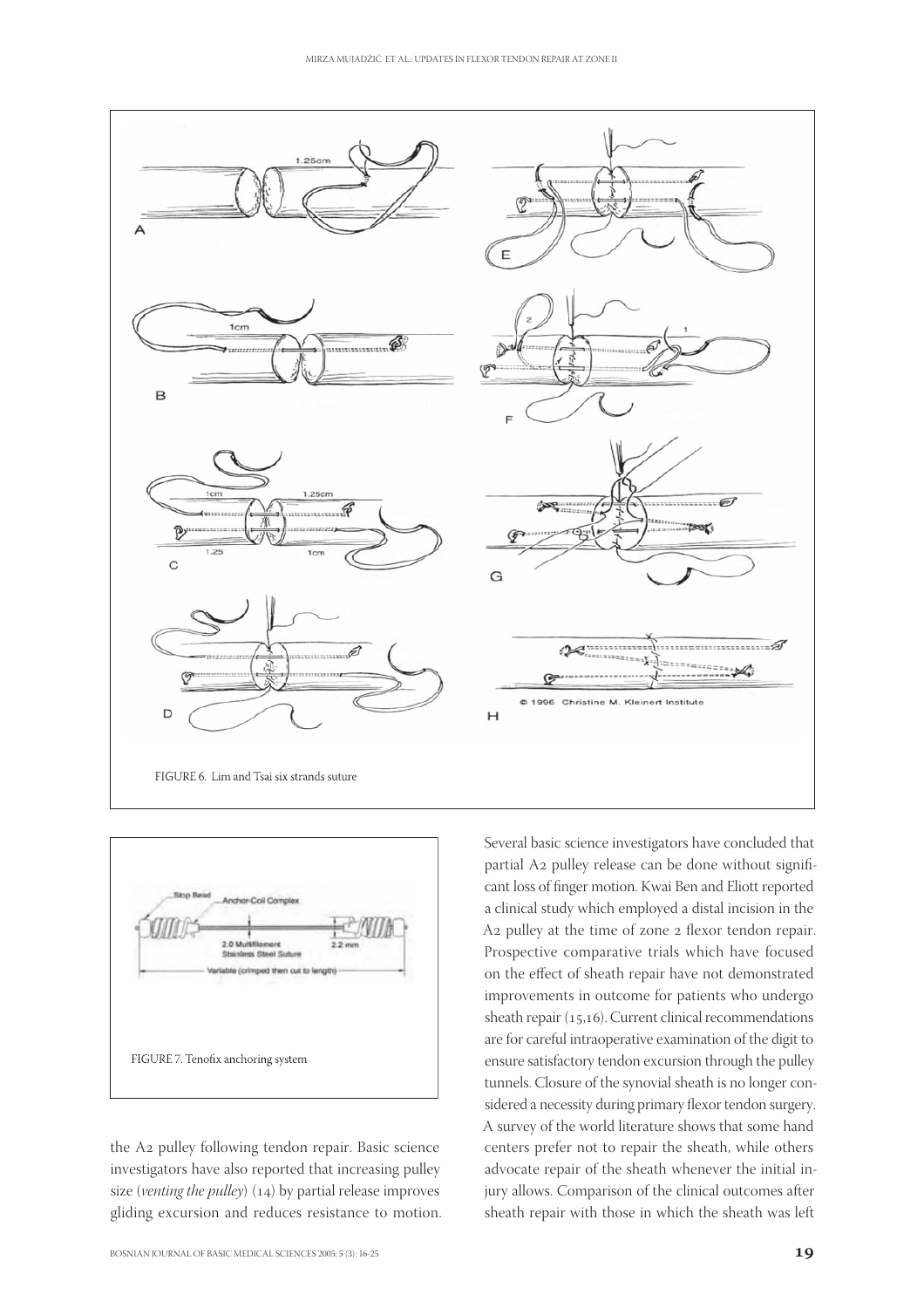FIGURE 6. Lim and Tsai six strands suture

FIGURE 7. Tenofix anchoring system

the A2 pulley following tendon repair. Basic science investigators have also reported that increasing pulley size (*venting the pulley*) (14) by partial release improves gliding excursion and reduces resistance to motion. Several basic science investigators have concluded that partial A2 pulley release can be done without significant loss of finger motion. Kwai Ben and Eliott reported a clinical study which employed a distal incision in the A2 pulley at the time of zone 2 flexor tendon repair. Prospective comparative trials which have focused on the effect of sheath repair have not demonstrated improvements in outcome for patients who undergo sheath repair (15,16). Current clinical recommendations are for careful intraoperative examination of the digit to ensure satisfactory tendon excursion through the pulley tunnels. Closure of the synovial sheath is no longer considered a necessity during primary flexor tendon surgery. A survey of the world literature shows that some hand centers prefer not to repair the sheath, while others advocate repair of the sheath whenever the initial injury allows. Comparison of the clinical outcomes after sheath repair with those in which the sheath was left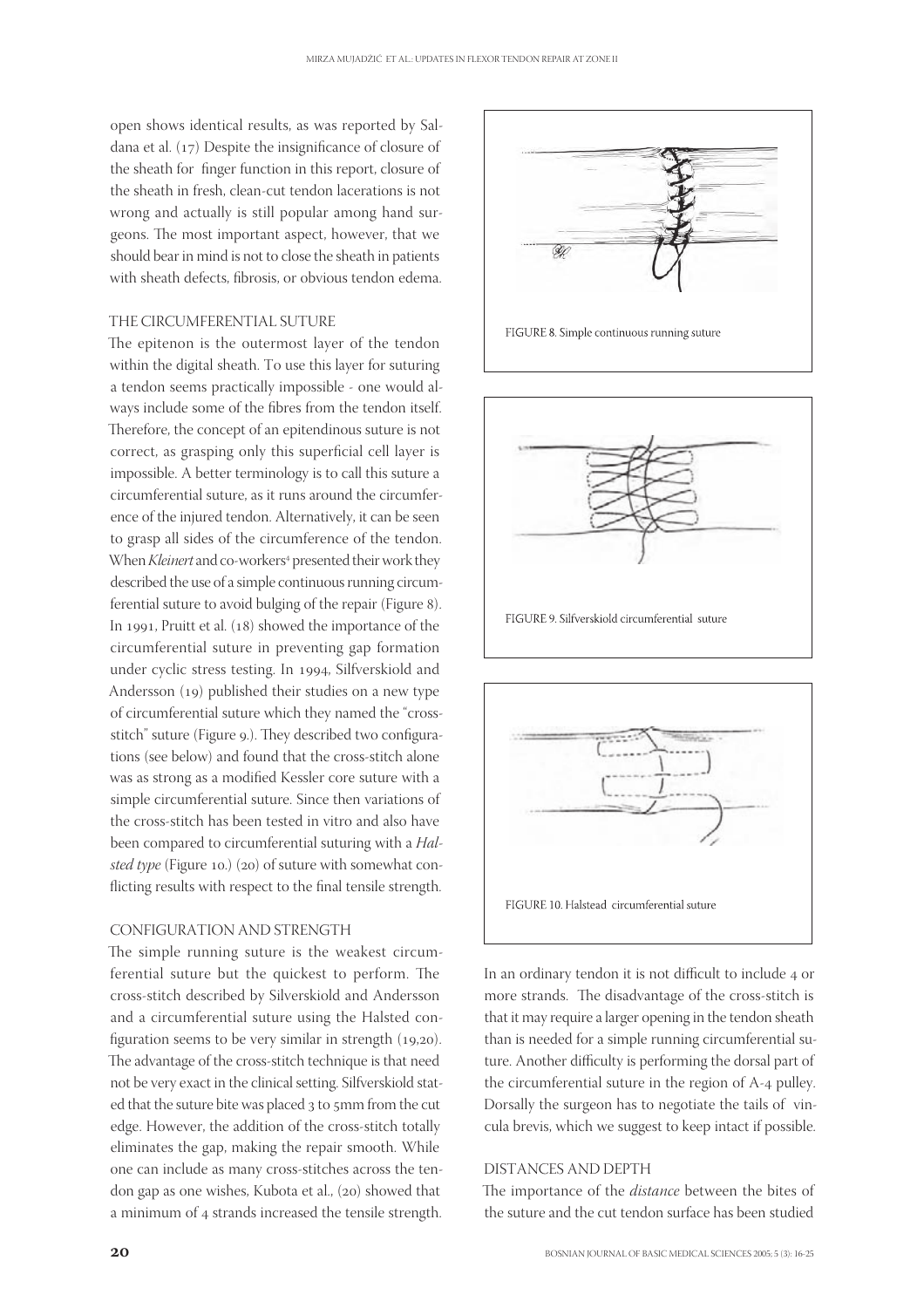open shows identical results, as was reported by Saldana et al. (17) Despite the insignificance of closure of the sheath for finger function in this report, closure of the sheath in fresh, clean-cut tendon lacerations is not wrong and actually is still popular among hand surgeons. The most important aspect, however, that we should bear in mind is not to close the sheath in patients with sheath defects, fibrosis, or obvious tendon edema.

## THE CIRCUMFERENTIAL SUTURE

The epitenon is the outermost layer of the tendon within the digital sheath. To use this layer for suturing a tendon seems practically impossible - one would always include some of the fibres from the tendon itself. Therefore, the concept of an epitendinous suture is not correct, as grasping only this superficial cell layer is impossible. A better terminology is to call this suture a circumferential suture, as it runs around the circumference of the injured tendon. Alternatively, it can be seen to grasp all sides of the circumference of the tendon. When *Kleinert* and co-workers[4] presented their work they described the use of a simple continuous running circumferential suture to avoid bulging of the repair (Figure 8). In 1991, Pruitt et al. (18) showed the importance of the circumferential suture in preventing gap formation under cyclic stress testing. In 1994, Silfverskiold and Andersson (19) published their studies on a new type of circumferential suture which they named the "cross-stitch" suture (Figure 9.). They described two configurations (see below) and found that the cross-stitch alone was as strong as a modified Kessler core suture with a simple circumferential suture. Since then variations of the cross-stitch has been tested in vitro and also have been compared to circumferential suturing with a *Halsted type* (Figure 10.) (20) of suture with somewhat conflicting results with respect to the final tensile strength.

## CONFIGURATION AND STRENGTH

The simple running suture is the weakest circumferential suture but the quickest to perform. The cross-stitch described by Silverskiold and Andersson and a circumferential suture using the Halsted configuration seems to be very similar in strength (19,20). The advantage of the cross-stitch technique is that need not be very exact in the clinical setting. Silfverskiold stated that the suture bite was placed 3 to 5mm from the cut edge. However, the addition of the cross-stitch totally eliminates the gap, making the repair smooth. While one can include as many cross-stitches across the tendon gap as one wishes, Kubota et al., (20) showed that a minimum of 4 strands increased the tensile strength.

FIGURE 8. Simple continuous running suture

FIGURE 9. Silfverskiold circumferential suture

FIGURE 10. Halstead circumferential suture

In an ordinary tendon it is not difficult to include 4 or more strands. The disadvantage of the cross-stitch is that it may require a larger opening in the tendon sheath than is needed for a simple running circumferential suture. Another difficulty is performing the dorsal part of the circumferential suture in the region of A-4 pulley. Dorsally the surgeon has to negotiate the tails of vincula brevis, which we suggest to keep intact if possible.

## DISTANCES AND DEPTH

The importance of the *distance* between the bites of the suture and the cut tendon surface has been studied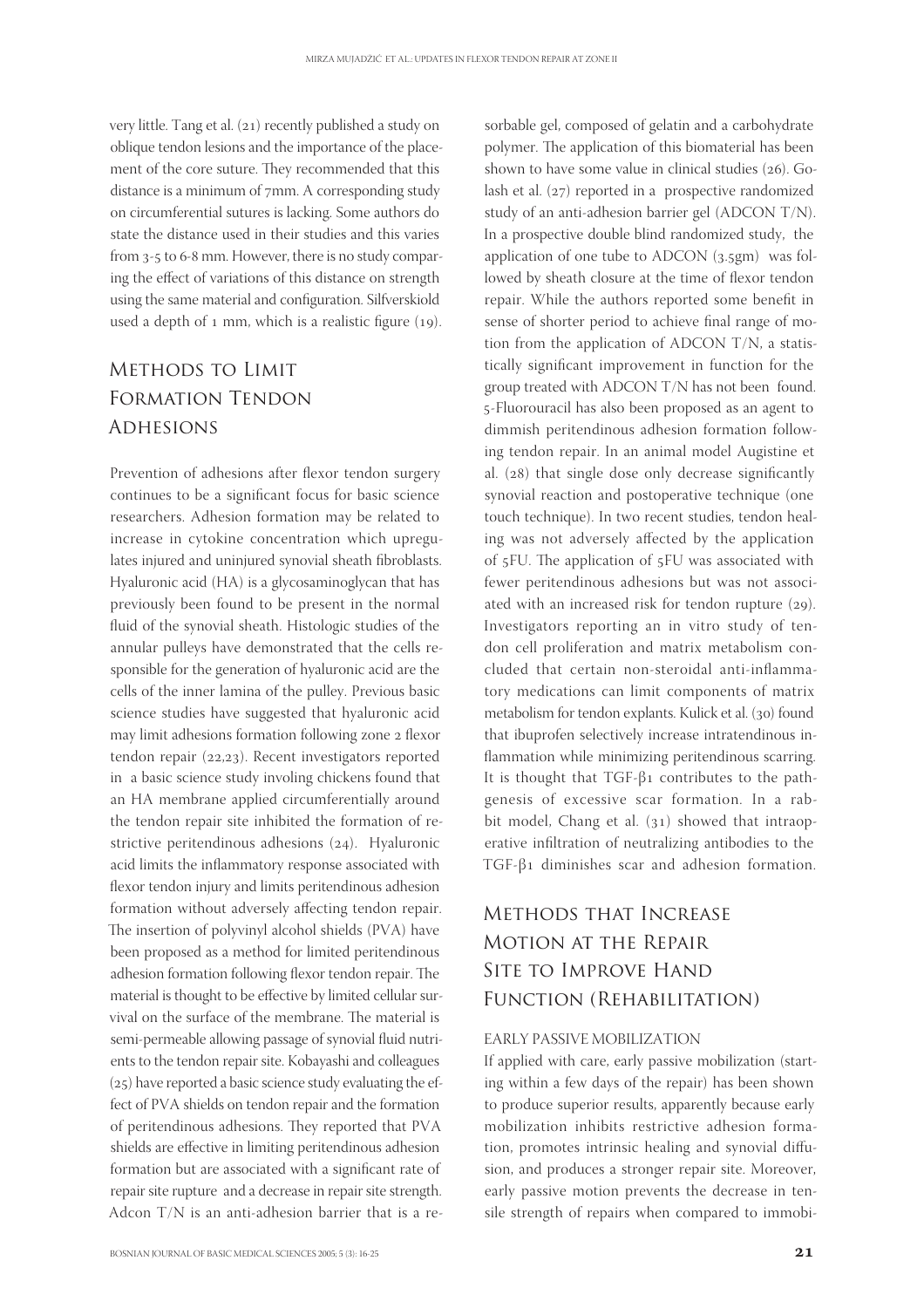very little. Tang et al. (21) recently published a study on oblique tendon lesions and the importance of the placement of the core suture. They recommended that this distance is a minimum of 7mm. A corresponding study on circumferential sutures is lacking. Some authors do state the distance used in their studies and this varies from 3-5 to 6-8 mm. However, there is no study comparing the effect of variations of this distance on strength using the same material and configuration. Silfverskiold used a depth of 1 mm, which is a realistic figure (19).

## Methods to Limit Formation Tendon Adhesions

Prevention of adhesions after flexor tendon surgery continues to be a significant focus for basic science researchers. Adhesion formation may be related to increase in cytokine concentration which upregulates injured and uninjured synovial sheath fibroblasts. Hyaluronic acid (HA) is a glycosaminoglycan that has previously been found to be present in the normal fluid of the synovial sheath. Histologic studies of the annular pulleys have demonstrated that the cells responsible for the generation of hyaluronic acid are the cells of the inner lamina of the pulley. Previous basic science studies have suggested that hyaluronic acid may limit adhesions formation following zone 2 flexor tendon repair (22,23). Recent investigators reported in a basic science study involing chickens found that an HA membrane applied circumferentially around the tendon repair site inhibited the formation of restrictive peritendinous adhesions (24). Hyaluronic acid limits the inflammatory response associated with flexor tendon injury and limits peritendinous adhesion formation without adversely affecting tendon repair. The insertion of polyvinyl alcohol shields (PVA) have been proposed as a method for limited peritendinous adhesion formation following flexor tendon repair. The material is thought to be effective by limited cellular survival on the surface of the membrane. The material is semi-permeable allowing passage of synovial fluid nutrients to the tendon repair site. Kobayashi and colleagues (25) have reported a basic science study evaluating the effect of PVA shields on tendon repair and the formation of peritendinous adhesions. They reported that PVA shields are effective in limiting peritendinous adhesion formation but are associated with a significant rate of repair site rupture and a decrease in repair site strength. Adcon T/N is an anti-adhesion barrier that is a resorbable gel, composed of gelatin and a carbohydrate polymer. The application of this biomaterial has been shown to have some value in clinical studies (26). Golash et al. (27) reported in a prospective randomized study of an anti-adhesion barrier gel (ADCON T/N). In a prospective double blind randomized study, the application of one tube to ADCON (3.5gm) was followed by sheath closure at the time of flexor tendon repair. While the authors reported some benefit in sense of shorter period to achieve final range of motion from the application of ADCON T/N, a statistically significant improvement in function for the group treated with ADCON T/N has not been found. 5-Fluorouracil has also been proposed as an agent to dimmish peritendinous adhesion formation following tendon repair. In an animal model Augistine et al. (28) that single dose only decrease significantly synovial reaction and postoperative technique (one touch technique). In two recent studies, tendon healing was not adversely affected by the application of 5FU. The application of 5FU was associated with fewer peritendinous adhesions but was not associated with an increased risk for tendon rupture (29). Investigators reporting an in vitro study of tendon cell proliferation and matrix metabolism concluded that certain non-steroidal anti-inflammatory medications can limit components of matrix metabolism for tendon explants. Kulick et al. (30) found that ibuprofen selectively increase intratendinous inflammation while minimizing peritendinous scarring. It is thought that TGF-β1 contributes to the pathgenesis of excessive scar formation. In a rabbit model, Chang et al. (31) showed that intraoperative infiltration of neutralizing antibodies to the TGF-β1 diminishes scar and adhesion formation.

## Methods that Increase Motion at the Repair Site to Improve Hand Function (Rehabilitation)

### EARLY PASSIVE MOBILIZATION

If applied with care, early passive mobilization (starting within a few days of the repair) has been shown to produce superior results, apparently because early mobilization inhibits restrictive adhesion formation, promotes intrinsic healing and synovial diffusion, and produces a stronger repair site. Moreover, early passive motion prevents the decrease in tensile strength of repairs when compared to immobi-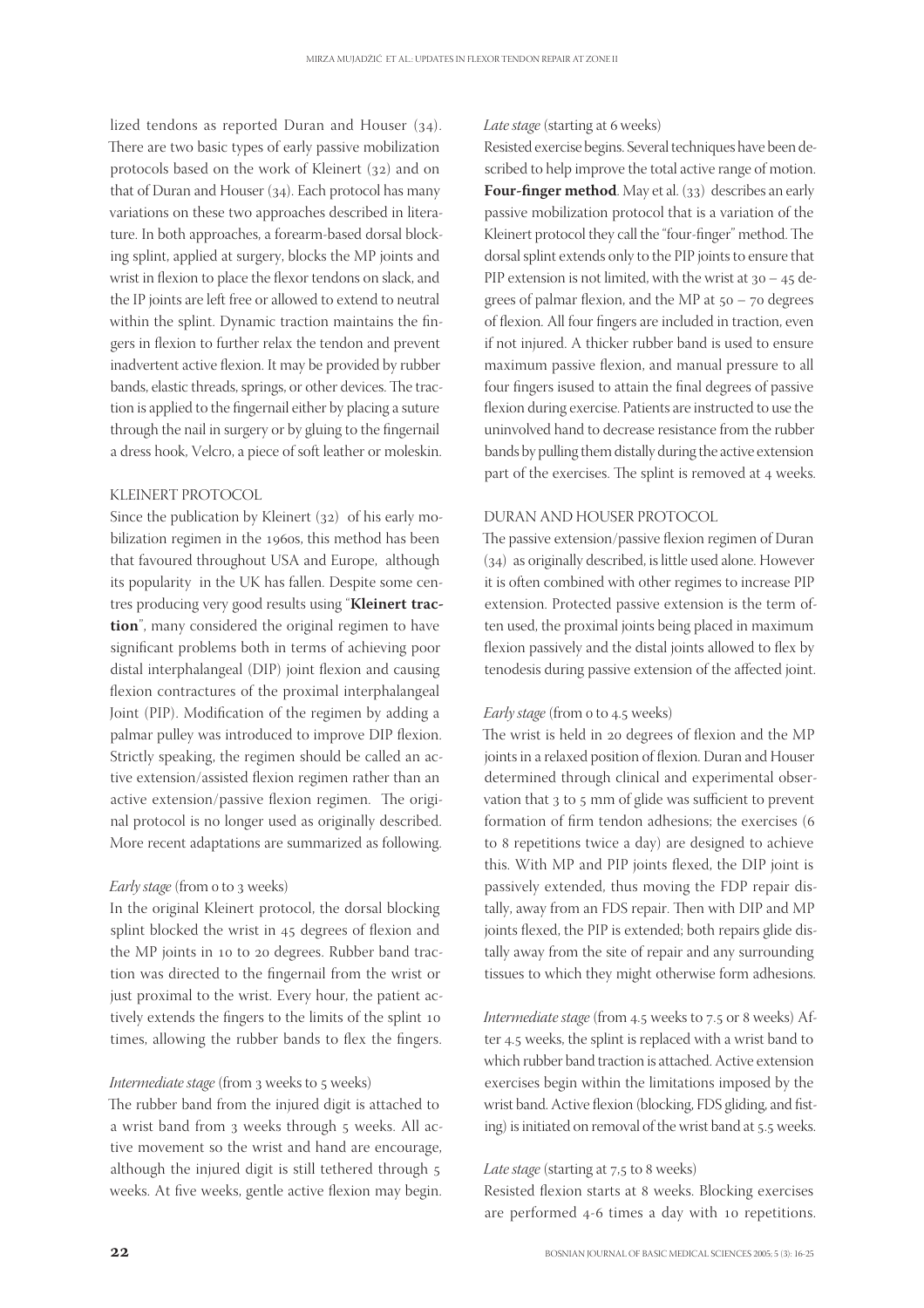lized tendons as reported Duran and Houser (34). There are two basic types of early passive mobilization protocols based on the work of Kleinert (32) and on that of Duran and Houser (34). Each protocol has many variations on these two approaches described in literature. In both approaches, a forearm-based dorsal blocking splint, applied at surgery, blocks the MP joints and wrist in flexion to place the flexor tendons on slack, and the IP joints are left free or allowed to extend to neutral within the splint. Dynamic traction maintains the fingers in flexion to further relax the tendon and prevent inadvertent active flexion. It may be provided by rubber bands, elastic threads, springs, or other devices. The traction is applied to the fingernail either by placing a suture through the nail in surgery or by gluing to the fingernail a dress hook, Velcro, a piece of soft leather or moleskin.

## KLEINERT PROTOCOL

Since the publication by Kleinert (32) of his early mobilization regimen in the 1960s, this method has been that favoured throughout USA and Europe, although its popularity in the UK has fallen. Despite some centres producing very good results using "**Kleinert traction**", many considered the original regimen to have significant problems both in terms of achieving poor distal interphalangeal (DIP) joint flexion and causing flexion contractures of the proximal interphalangeal Joint (PIP). Modification of the regimen by adding a palmar pulley was introduced to improve DIP flexion. Strictly speaking, the regimen should be called an active extension/assisted flexion regimen rather than an active extension/passive flexion regimen. The original protocol is no longer used as originally described. More recent adaptations are summarized as following.

*Early stage* (from 0 to 3 weeks)

In the original Kleinert protocol, the dorsal blocking splint blocked the wrist in 45 degrees of flexion and the MP joints in 10 to 20 degrees. Rubber band traction was directed to the fingernail from the wrist or just proximal to the wrist. Every hour, the patient actively extends the fingers to the limits of the splint 10 times, allowing the rubber bands to flex the fingers.

*Intermediate stage* (from 3 weeks to 5 weeks)

The rubber band from the injured digit is attached to a wrist band from 3 weeks through 5 weeks. All active movement so the wrist and hand are encourage, although the injured digit is still tethered through 5 weeks. At five weeks, gentle active flexion may begin.

*Late stage* (starting at 6 weeks)

Resisted exercise begins. Several techniques have been described to help improve the total active range of motion. **Four-finger method**. May et al. (33) describes an early passive mobilization protocol that is a variation of the Kleinert protocol they call the "four-finger" method. The dorsal splint extends only to the PIP joints to ensure that PIP extension is not limited, with the wrist at 30 – 45 degrees of palmar flexion, and the MP at 50 – 70 degrees of flexion. All four fingers are included in traction, even if not injured. A thicker rubber band is used to ensure maximum passive flexion, and manual pressure to all four fingers isused to attain the final degrees of passive flexion during exercise. Patients are instructed to use the uninvolved hand to decrease resistance from the rubber bands by pulling them distally during the active extension part of the exercises. The splint is removed at 4 weeks.

## DURAN AND HOUSER PROTOCOL

The passive extension/passive flexion regimen of Duran (34) as originally described, is little used alone. However it is often combined with other regimes to increase PIP extension. Protected passive extension is the term often used, the proximal joints being placed in maximum flexion passively and the distal joints allowed to flex by tenodesis during passive extension of the affected joint.

*Early stage* (from 0 to 4.5 weeks)

The wrist is held in 20 degrees of flexion and the MP joints in a relaxed position of flexion. Duran and Houser determined through clinical and experimental observation that 3 to 5 mm of glide was sufficient to prevent formation of firm tendon adhesions; the exercises (6 to 8 repetitions twice a day) are designed to achieve this. With MP and PIP joints flexed, the DIP joint is passively extended, thus moving the FDP repair distally, away from an FDS repair. Then with DIP and MP joints flexed, the PIP is extended; both repairs glide distally away from the site of repair and any surrounding tissues to which they might otherwise form adhesions.

*Intermediate stage* (from 4.5 weeks to 7.5 or 8 weeks) After 4.5 weeks, the splint is replaced with a wrist band to which rubber band traction is attached. Active extension exercises begin within the limitations imposed by the wrist band. Active flexion (blocking, FDS gliding, and fisting) is initiated on removal of the wrist band at 5.5 weeks.

*Late stage* (starting at 7,5 to 8 weeks)

Resisted flexion starts at 8 weeks. Blocking exercises are performed 4-6 times a day with 10 repetitions.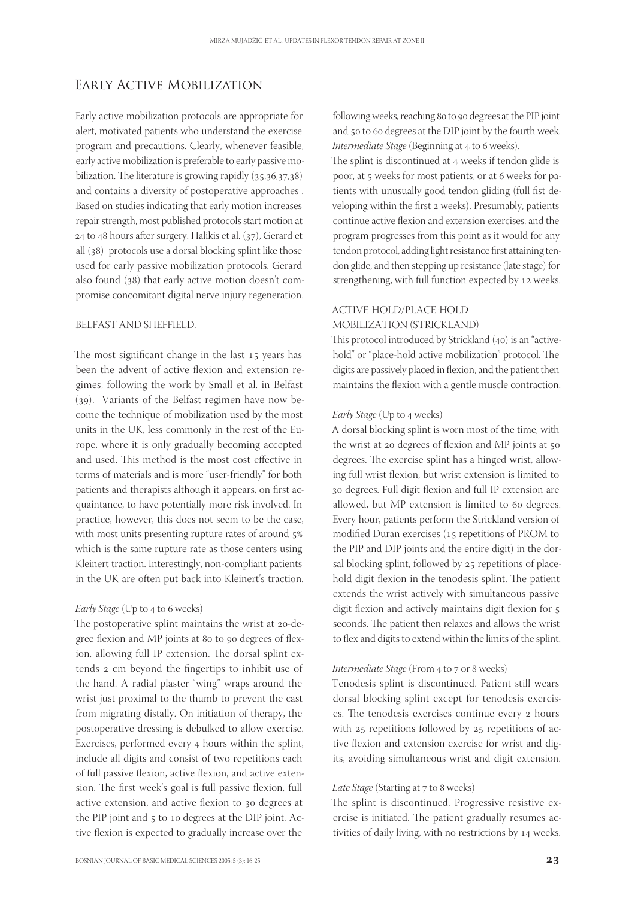## Early Active Mobilization

Early active mobilization protocols are appropriate for alert, motivated patients who understand the exercise program and precautions. Clearly, whenever feasible, early active mobilization is preferable to early passive mobilization. The literature is growing rapidly (35,36,37,38) and contains a diversity of postoperative approaches . Based on studies indicating that early motion increases repair strength, most published protocols start motion at 24 to 48 hours after surgery. Halikis et al. (37), Gerard et all (38) protocols use a dorsal blocking splint like those used for early passive mobilization protocols. Gerard also found (38) that early active motion doesn't compromise concomitant digital nerve injury regeneration.

### BELFAST AND SHEFFIELD.

The most significant change in the last 15 years has been the advent of active flexion and extension regimes, following the work by Small et al. in Belfast (39). Variants of the Belfast regimen have now become the technique of mobilization used by the most units in the UK, less commonly in the rest of the Europe, where it is only gradually becoming accepted and used. This method is the most cost effective in terms of materials and is more "user-friendly" for both patients and therapists although it appears, on first acquaintance, to have potentially more risk involved. In practice, however, this does not seem to be the case, with most units presenting rupture rates of around 5% which is the same rupture rate as those centers using Kleinert traction. Interestingly, non-compliant patients in the UK are often put back into Kleinert's traction.

*Early Stage* (Up to 4 to 6 weeks)

The postoperative splint maintains the wrist at 20-degree flexion and MP joints at 80 to 90 degrees of flexion, allowing full IP extension. The dorsal splint extends 2 cm beyond the fingertips to inhibit use of the hand. A radial plaster "wing" wraps around the wrist just proximal to the thumb to prevent the cast from migrating distally. On initiation of therapy, the postoperative dressing is debulked to allow exercise. Exercises, performed every 4 hours within the splint, include all digits and consist of two repetitions each of full passive flexion, active flexion, and active extension. The first week's goal is full passive flexion, full active extension, and active flexion to 30 degrees at the PIP joint and 5 to 10 degrees at the DIP joint. Active flexion is expected to gradually increase over the following weeks, reaching 80 to 90 degrees at the PIP joint and 50 to 60 degrees at the DIP joint by the fourth week.

*Intermediate Stage* (Beginning at 4 to 6 weeks).

The splint is discontinued at 4 weeks if tendon glide is poor, at 5 weeks for most patients, or at 6 weeks for patients with unusually good tendon gliding (full fist developing within the first 2 weeks). Presumably, patients continue active flexion and extension exercises, and the program progresses from this point as it would for any tendon protocol, adding light resistance first attaining tendon glide, and then stepping up resistance (late stage) for strengthening, with full function expected by 12 weeks.

### ACTIVE-HOLD/PLACE-HOLD MOBILIZATION (STRICKLAND)

This protocol introduced by Strickland (40) is an "active-hold" or "place-hold active mobilization" protocol. The digits are passively placed in flexion, and the patient then maintains the flexion with a gentle muscle contraction.

*Early Stage* (Up to 4 weeks)

A dorsal blocking splint is worn most of the time, with the wrist at 20 degrees of flexion and MP joints at 50 degrees. The exercise splint has a hinged wrist, allowing full wrist flexion, but wrist extension is limited to 30 degrees. Full digit flexion and full IP extension are allowed, but MP extension is limited to 60 degrees. Every hour, patients perform the Strickland version of modified Duran exercises (15 repetitions of PROM to the PIP and DIP joints and the entire digit) in the dorsal blocking splint, followed by 25 repetitions of place-hold digit flexion in the tenodesis splint. The patient extends the wrist actively with simultaneous passive digit flexion and actively maintains digit flexion for 5 seconds. The patient then relaxes and allows the wrist to flex and digits to extend within the limits of the splint.

*Intermediate Stage* (From 4 to 7 or 8 weeks)

Tenodesis splint is discontinued. Patient still wears dorsal blocking splint except for tenodesis exercises. The tenodesis exercises continue every 2 hours with 25 repetitions followed by 25 repetitions of active flexion and extension exercise for wrist and digits, avoiding simultaneous wrist and digit extension.

*Late Stage* (Starting at 7 to 8 weeks)

The splint is discontinued. Progressive resistive exercise is initiated. The patient gradually resumes activities of daily living, with no restrictions by 14 weeks.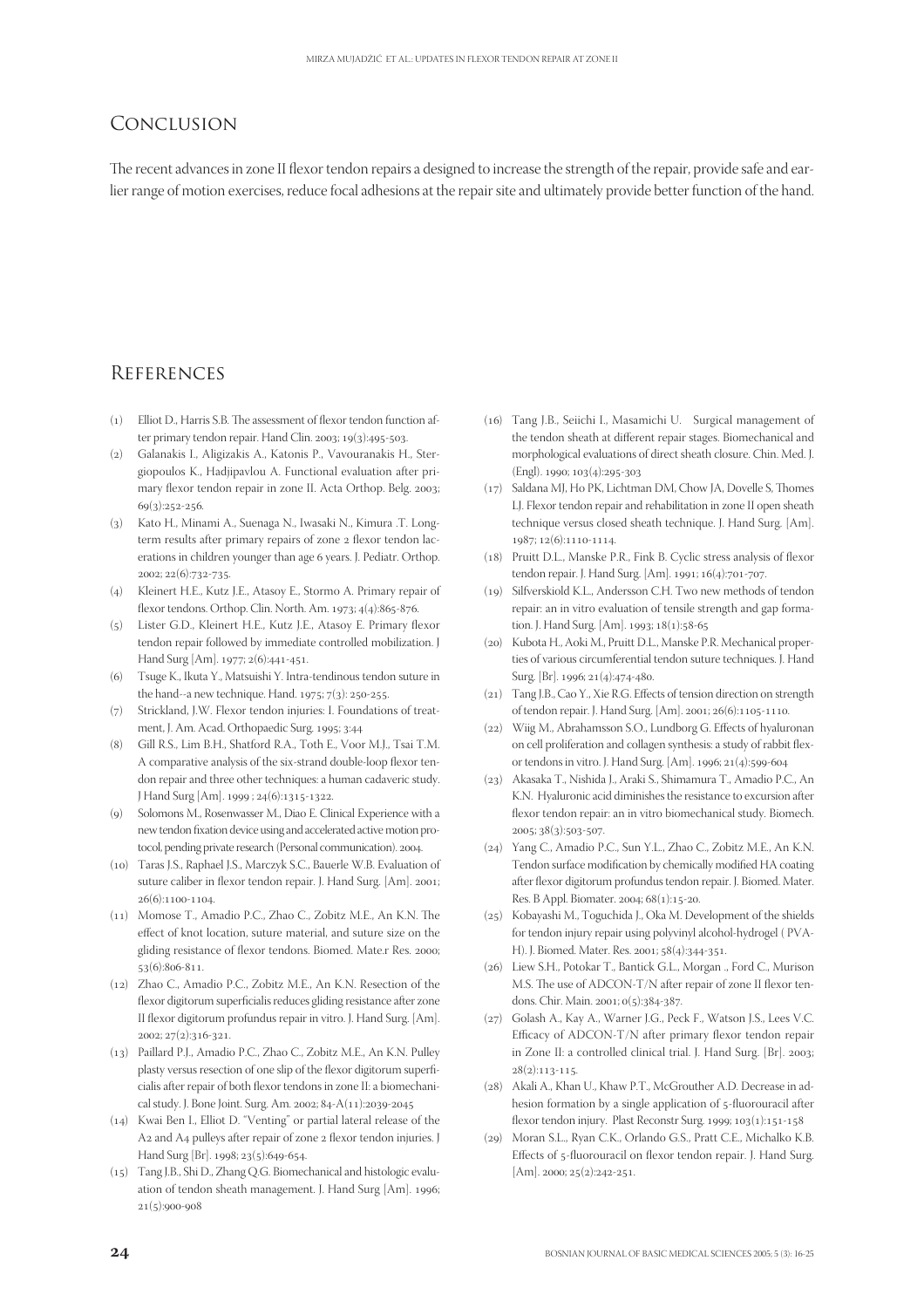## Conclusion

The recent advances in zone II flexor tendon repairs a designed to increase the strength of the repair, provide safe and earlier range of motion exercises, reduce focal adhesions at the repair site and ultimately provide better function of the hand.

## References

(1) Elliot D., Harris S.B. The assessment of flexor tendon function after primary tendon repair. Hand Clin. 2003; 19(3):495-503.

(2) Galanakis I., Aligizakis A., Katonis P., Vavouranakis H., Stergiopoulos K., Hadjipavlou A. Functional evaluation after primary flexor tendon repair in zone II. Acta Orthop. Belg. 2003; 69(3):252-256.

(3) Kato H., Minami A., Suenaga N., Iwasaki N., Kimura .T. Long-term results after primary repairs of zone 2 flexor tendon lacerations in children younger than age 6 years. J. Pediatr. Orthop. 2002; 22(6):732-735.

(4) Kleinert H.E., Kutz J.E., Atasoy E., Stormo A. Primary repair of flexor tendons. Orthop. Clin. North. Am. 1973; 4(4):865-876.

(5) Lister G.D., Kleinert H.E., Kutz J.E., Atasoy E. Primary flexor tendon repair followed by immediate controlled mobilization. J Hand Surg [Am]. 1977; 2(6):441-451.

(6) Tsuge K., Ikuta Y., Matsuishi Y. Intra-tendinous tendon suture in the hand--a new technique. Hand. 1975; 7(3): 250-255.

(7) Strickland, J.W. Flexor tendon injuries: I. Foundations of treatment, J. Am. Acad. Orthopaedic Surg. 1995; 3:44

(8) Gill R.S., Lim B.H., Shatford R.A., Toth E., Voor M.J., Tsai T.M. A comparative analysis of the six-strand double-loop flexor tendon repair and three other techniques: a human cadaveric study. J Hand Surg [Am]. 1999 ; 24(6):1315-1322.

(9) Solomons M., Rosenwasser M., Diao E. Clinical Experience with a new tendon fixation device using and accelerated active motion protocol, pending private research (Personal communication). 2004.

(10) Taras J.S., Raphael J.S., Marczyk S.C., Bauerle W.B. Evaluation of suture caliber in flexor tendon repair. J. Hand Surg. [Am]. 2001; 26(6):1100-1104.

(11) Momose T., Amadio P.C., Zhao C., Zobitz M.E., An K.N. The effect of knot location, suture material, and suture size on the gliding resistance of flexor tendons. Biomed. Mate.r Res. 2000; 53(6):806-811.

(12) Zhao C., Amadio P.C., Zobitz M.E., An K.N. Resection of the flexor digitorum superficialis reduces gliding resistance after zone II flexor digitorum profundus repair in vitro. J. Hand Surg. [Am]. 2002; 27(2):316-321.

(13) Paillard P.J., Amadio P.C., Zhao C., Zobitz M.E., An K.N. Pulley plasty versus resection of one slip of the flexor digitorum superficialis after repair of both flexor tendons in zone II: a biomechanical study. J. Bone Joint. Surg. Am. 2002; 84-A(11):2039-2045

(14) Kwai Ben I., Elliot D. "Venting" or partial lateral release of the A2 and A4 pulleys after repair of zone 2 flexor tendon injuries. J Hand Surg [Br]. 1998; 23(5):649-654.

(15) Tang J.B., Shi D., Zhang Q.G. Biomechanical and histologic evaluation of tendon sheath management. J. Hand Surg [Am]. 1996; 21(5):900-908

(16) Tang J.B., Seiichi I., Masamichi U. Surgical management of the tendon sheath at different repair stages. Biomechanical and morphological evaluations of direct sheath closure. Chin. Med. J. (Engl). 1990; 103(4):295-303

(17) Saldana MJ, Ho PK, Lichtman DM, Chow JA, Dovelle S, Thomes LJ. Flexor tendon repair and rehabilitation in zone II open sheath technique versus closed sheath technique. J. Hand Surg. [Am]. 1987; 12(6):1110-1114.

(18) Pruitt D.L., Manske P.R., Fink B. Cyclic stress analysis of flexor tendon repair. J. Hand Surg. [Am]. 1991; 16(4):701-707.

(19) Silfverskiold K.L., Andersson C.H. Two new methods of tendon repair: an in vitro evaluation of tensile strength and gap formation. J. Hand Surg. [Am]. 1993; 18(1):58-65

(20) Kubota H., Aoki M., Pruitt D.L., Manske P.R. Mechanical properties of various circumferential tendon suture techniques. J. Hand Surg. [Br]. 1996; 21(4):474-480.

(21) Tang J.B., Cao Y., Xie R.G. Effects of tension direction on strength of tendon repair. J. Hand Surg. [Am]. 2001; 26(6):1105-1110.

(22) Wiig M., Abrahamsson S.O., Lundborg G. Effects of hyaluronan on cell proliferation and collagen synthesis: a study of rabbit flexor tendons in vitro. J. Hand Surg. [Am]. 1996; 21(4):599-604

(23) Akasaka T., Nishida J., Araki S., Shimamura T., Amadio P.C., An K.N. Hyaluronic acid diminishes the resistance to excursion after flexor tendon repair: an in vitro biomechanical study. Biomech. 2005; 38(3):503-507.

(24) Yang C., Amadio P.C., Sun Y.L., Zhao C., Zobitz M.E., An K.N. Tendon surface modification by chemically modified HA coating after flexor digitorum profundus tendon repair. J. Biomed. Mater. Res. B Appl. Biomater. 2004; 68(1):15-20.

(25) Kobayashi M., Toguchida J., Oka M. Development of the shields for tendon injury repair using polyvinyl alcohol-hydrogel ( PVA-H). J. Biomed. Mater. Res. 2001; 58(4):344-351.

(26) Liew S.H., Potokar T., Bantick G.L., Morgan ., Ford C., Murison M.S. The use of ADCON-T/N after repair of zone II flexor tendons. Chir. Main. 2001; 0(5):384-387.

(27) Golash A., Kay A., Warner J.G., Peck F., Watson J.S., Lees V.C. Efficacy of ADCON-T/N after primary flexor tendon repair in Zone II: a controlled clinical trial. J. Hand Surg. [Br]. 2003; 28(2):113-115.

(28) Akali A., Khan U., Khaw P.T., McGrouther A.D. Decrease in adhesion formation by a single application of 5-fluorouracil after flexor tendon injury. Plast Reconstr Surg. 1999; 103(1):151-158

(29) Moran S.L., Ryan C.K., Orlando G.S., Pratt C.E., Michalko K.B. Effects of 5-fluorouracil on flexor tendon repair. J. Hand Surg. [Am]. 2000; 25(2):242-251.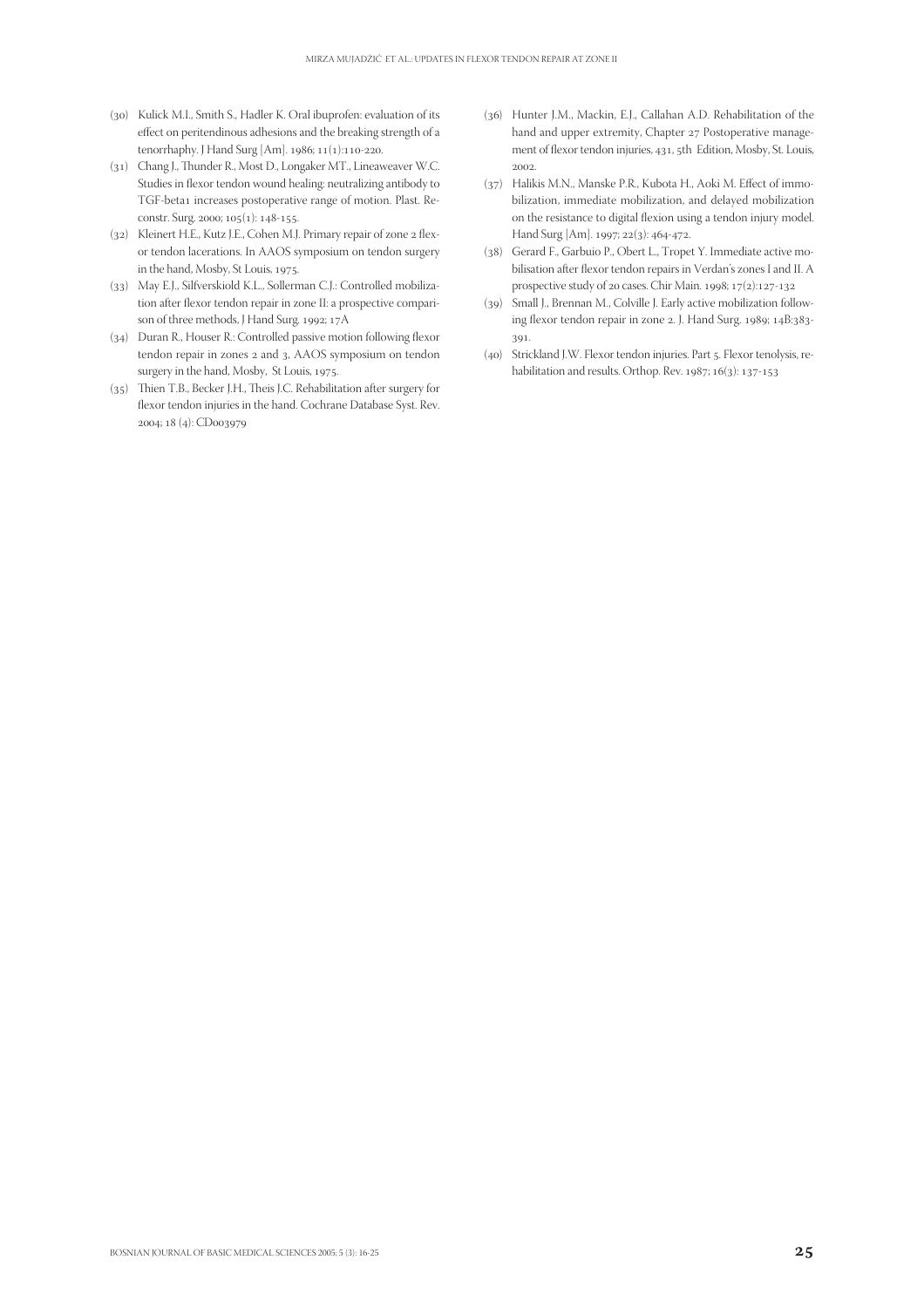(30) Kulick M.I., Smith S., Hadler K. Oral ibuprofen: evaluation of its effect on peritendinous adhesions and the breaking strength of a tenorrhaphy. J Hand Surg [Am]. 1986; 11(1):110-220.

(31) Chang J., Thunder R., Most D., Longaker MT., Lineaweaver W.C. Studies in flexor tendon wound healing: neutralizing antibody to TGF-beta1 increases postoperative range of motion. Plast. Reconstr. Surg. 2000; 105(1): 148-155.

(32) Kleinert H.E., Kutz J.E., Cohen M.J. Primary repair of zone 2 flexor tendon lacerations. In AAOS symposium on tendon surgery in the hand, Mosby, St Louis, 1975.

(33) May E.J., Silfverskiold K.L., Sollerman C.J.: Controlled mobilization after flexor tendon repair in zone II: a prospective comparison of three methods, J Hand Surg. 1992; 17A

(34) Duran R., Houser R.: Controlled passive motion following flexor tendon repair in zones 2 and 3, AAOS symposium on tendon surgery in the hand, Mosby, St Louis, 1975.

(35) Thien T.B., Becker J.H., Theis J.C. Rehabilitation after surgery for flexor tendon injuries in the hand. Cochrane Database Syst. Rev. 2004; 18 (4): CD003979

(36) Hunter J.M., Mackin, E.J., Callahan A.D. Rehabilitation of the hand and upper extremity, Chapter 27 Postoperative management of flexor tendon injuries, 431, 5th Edition, Mosby, St. Louis, 2002.

(37) Halikis M.N., Manske P.R., Kubota H., Aoki M. Effect of immobilization, immediate mobilization, and delayed mobilization on the resistance to digital flexion using a tendon injury model. Hand Surg [Am]. 1997; 22(3): 464-472.

(38) Gerard F., Garbuio P., Obert L., Tropet Y. Immediate active mobilisation after flexor tendon repairs in Verdan's zones I and II. A prospective study of 20 cases. Chir Main. 1998; 17(2):127-132

(39) Small J., Brennan M., Colville J. Early active mobilization following flexor tendon repair in zone 2. J. Hand Surg. 1989; 14B:383-391.

(40) Strickland J.W. Flexor tendon injuries. Part 5. Flexor tenolysis, rehabilitation and results. Orthop. Rev. 1987; 16(3): 137-153